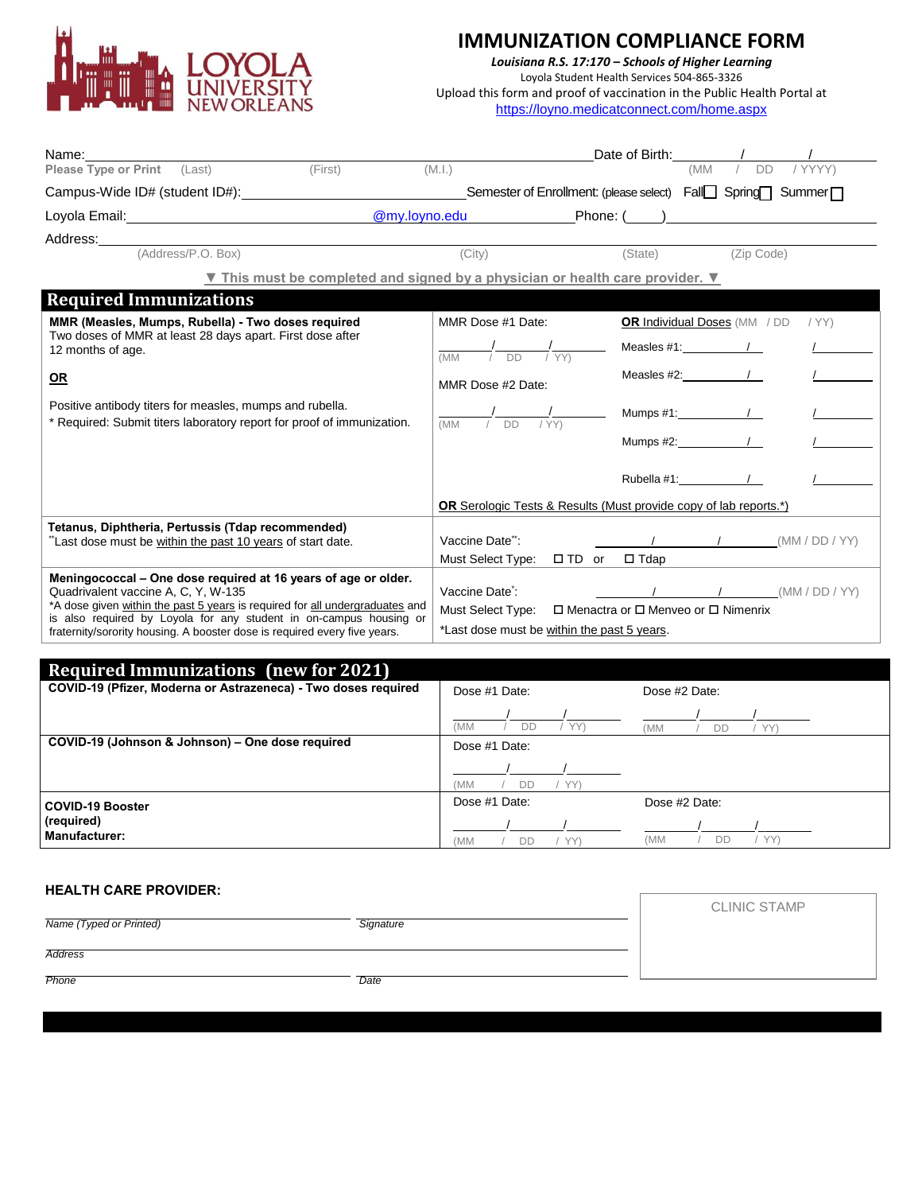# IMMUNIZATION COMPLIANCE FORM

***Louisiana R.S. 17:170 – Schools of Higher Learning***

Loyola Student Health Services 504-865-3326

Upload this form and proof of vaccination in the Public Health Portal at

https://loyno.medicatconnect.com/home.aspx

Name:______________________________________________ Date of Birth:_____/_____/_____

**Please Type or Print** (Last) (First) (M.I.) (MM / DD / YYYY)

Campus-Wide ID# (student ID#):______________________ Semester of Enrollment: (please select) Fall ☐ Spring ☐ Summer ☐

Loyola Email:____________________@my.loyno.edu Phone: (____)______________

Address:______________________________________________________________

(Address/P.O. Box) (City) (State) (Zip Code)

▼ This must be completed and signed by a physician or health care provider. ▼

## Required Immunizations

| | | |
|---|---|---|
| **MMR (Measles, Mumps, Rubella) - Two doses required**<br>Two doses of MMR at least 28 days apart. First dose after 12 months of age.<br><br>**OR**<br><br>Positive antibody titers for measles, mumps and rubella.<br>* Required: Submit titers laboratory report for proof of immunization. | MMR Dose #1 Date:<br>_____/_____/_____ (MM / DD / YY)<br><br>MMR Dose #2 Date:<br>_____/_____/_____ (MM / DD / YY)<br><br>**OR** Serologic Tests & Results (Must provide copy of lab reports.*) | **OR** Individual Doses (MM / DD / YY)<br>Measles #1:_____/_____/_____<br>Measles #2:_____/_____/_____<br>Mumps #1:_____/_____/_____<br>Mumps #2:_____/_____/_____<br>Rubella #1:_____/_____/_____ |
| **Tetanus, Diphtheria, Pertussis (Tdap recommended)**<br>**Last dose must be within the past 10 years of start date. | Vaccine Date**: _____/_____/_____ (MM / DD / YY)<br>Must Select Type: ☐ TD or ☐ Tdap | |
| **Meningococcal – One dose required at 16 years of age or older.**<br>Quadrivalent vaccine A, C, Y, W-135<br>*A dose given within the past 5 years is required for all undergraduates and is also required by Loyola for any student in on-campus housing or fraternity/sorority housing. A booster dose is required every five years. | Vaccine Date*: _____/_____/_____ (MM / DD / YY)<br>Must Select Type: ☐ Menactra or ☐ Menveo or ☐ Nimenrix<br>*Last dose must be within the past 5 years. | |

## Required Immunizations (new for 2021)

| | | |
|---|---|---|
| **COVID-19 (Pfizer, Moderna or Astrazeneca) - Two doses required** | Dose #1 Date:<br>_____/_____/_____ (MM / DD / YY) | Dose #2 Date:<br>_____/_____/_____ (MM / DD / YY) |
| **COVID-19 (Johnson & Johnson) – One dose required** | Dose #1 Date:<br>_____/_____/_____ (MM / DD / YY) | |
| **COVID-19 Booster (required)**<br>**Manufacturer:** | Dose #1 Date:<br>_____/_____/_____ (MM / DD / YY) | Dose #2 Date:<br>_____/_____/_____ (MM / DD / YY) |

**HEALTH CARE PROVIDER:**

_Name (Typed or Printed)_ ______________________ _Signature_ ______________________

_Address_ ______________________________________________

_Phone_ ______________________ _Date_ ______________________

CLINIC STAMP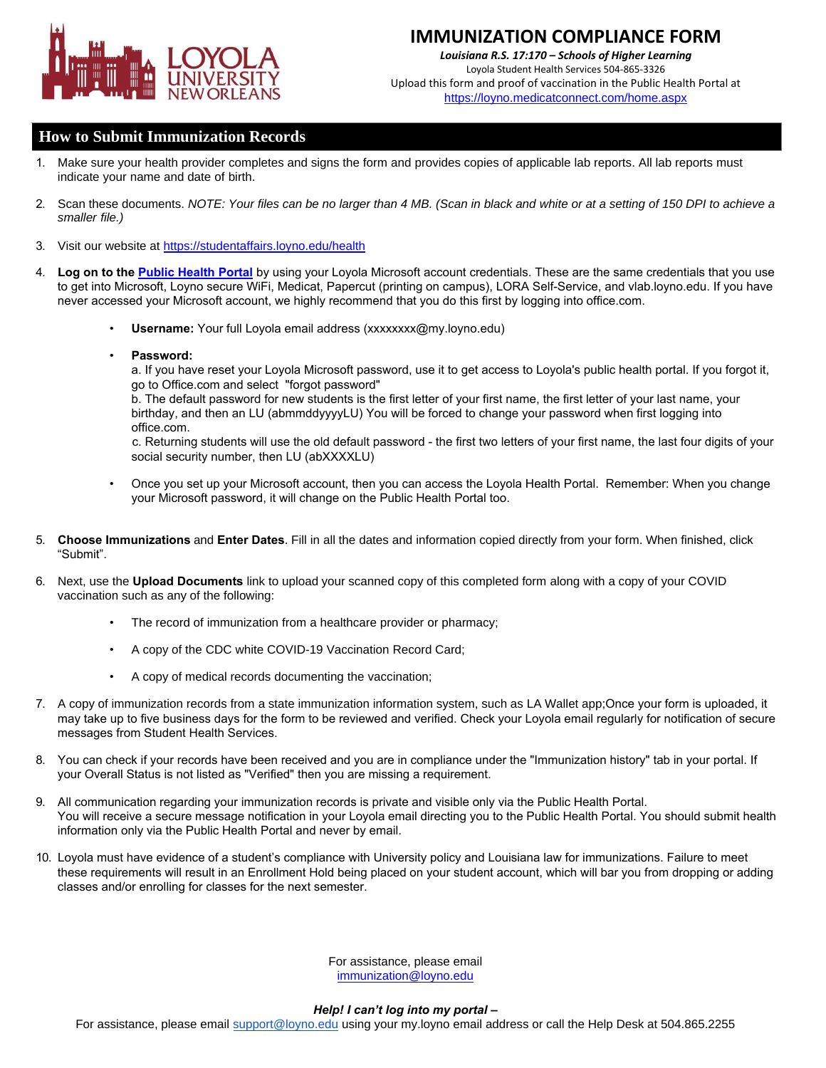# IMMUNIZATION COMPLIANCE FORM

***Louisiana R.S. 17:170 – Schools of Higher Learning***

Loyola Student Health Services 504-865-3326

Upload this form and proof of vaccination in the Public Health Portal at [https://loyno.medicatconnect.com/home.aspx](https://loyno.medicatconnect.com/home.aspx)

## How to Submit Immunization Records

1. Make sure your health provider completes and signs the form and provides copies of applicable lab reports. All lab reports must indicate your name and date of birth.

2. Scan these documents. *NOTE: Your files can be no larger than 4 MB. (Scan in black and white or at a setting of 150 DPI to achieve a smaller file.)*

3. Visit our website at [https://studentaffairs.loyno.edu/health](https://studentaffairs.loyno.edu/health)

4. **Log on to the [Public Health Portal](https://loyno.medicatconnect.com/home.aspx)** by using your Loyola Microsoft account credentials. These are the same credentials that you use to get into Microsoft, Loyno secure WiFi, Medicat, Papercut (printing on campus), LORA Self-Service, and vlab.loyno.edu. If you have never accessed your Microsoft account, we highly recommend that you do this first by logging into office.com.

   - **Username:** Your full Loyola email address (xxxxxxxx@my.loyno.edu)

   - **Password:**
     a. If you have reset your Loyola Microsoft password, use it to get access to Loyola's public health portal. If you forgot it, go to Office.com and select "forgot password"
     b. The default password for new students is the first letter of your first name, the first letter of your last name, your birthday, and then an LU (abmmddyyyyLU) You will be forced to change your password when first logging into office.com.
     c. Returning students will use the old default password - the first two letters of your first name, the last four digits of your social security number, then LU (abXXXXLU)

   - Once you set up your Microsoft account, then you can access the Loyola Health Portal. Remember: When you change your Microsoft password, it will change on the Public Health Portal too.

5. **Choose Immunizations** and **Enter Dates**. Fill in all the dates and information copied directly from your form. When finished, click "Submit".

6. Next, use the **Upload Documents** link to upload your scanned copy of this completed form along with a copy of your COVID vaccination such as any of the following:

   - The record of immunization from a healthcare provider or pharmacy;

   - A copy of the CDC white COVID-19 Vaccination Record Card;

   - A copy of medical records documenting the vaccination;

7. A copy of immunization records from a state immunization information system, such as LA Wallet app;Once your form is uploaded, it may take up to five business days for the form to be reviewed and verified. Check your Loyola email regularly for notification of secure messages from Student Health Services.

8. You can check if your records have been received and you are in compliance under the "Immunization history" tab in your portal. If your Overall Status is not listed as "Verified" then you are missing a requirement.

9. All communication regarding your immunization records is private and visible only via the Public Health Portal.
   You will receive a secure message notification in your Loyola email directing you to the Public Health Portal. You should submit health information only via the Public Health Portal and never by email.

10. Loyola must have evidence of a student's compliance with University policy and Louisiana law for immunizations. Failure to meet these requirements will result in an Enrollment Hold being placed on your student account, which will bar you from dropping or adding classes and/or enrolling for classes for the next semester.

For assistance, please email
[immunization@loyno.edu](mailto:immunization@loyno.edu)

***Help! I can't log into my portal –***

For assistance, please email [support@loyno.edu](mailto:support@loyno.edu) using your my.loyno email address or call the Help Desk at 504.865.2255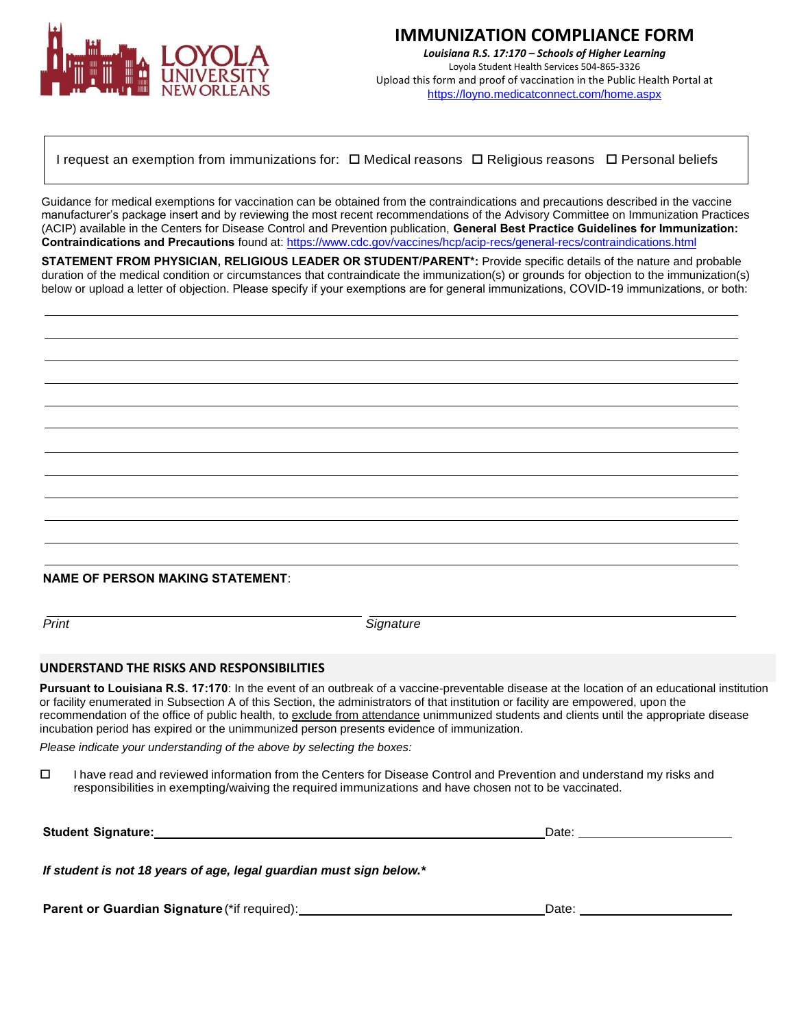# IMMUNIZATION COMPLIANCE FORM

***Louisiana R.S. 17:170 – Schools of Higher Learning***

Loyola Student Health Services 504-865-3326

Upload this form and proof of vaccination in the Public Health Portal at https://loyno.medicatconnect.com/home.aspx

I request an exemption from immunizations for: ☐ Medical reasons ☐ Religious reasons ☐ Personal beliefs

Guidance for medical exemptions for vaccination can be obtained from the contraindications and precautions described in the vaccine manufacturer's package insert and by reviewing the most recent recommendations of the Advisory Committee on Immunization Practices (ACIP) available in the Centers for Disease Control and Prevention publication, **General Best Practice Guidelines for Immunization: Contraindications and Precautions** found at: https://www.cdc.gov/vaccines/hcp/acip-recs/general-recs/contraindications.html

**STATEMENT FROM PHYSICIAN, RELIGIOUS LEADER OR STUDENT/PARENT*:** Provide specific details of the nature and probable duration of the medical condition or circumstances that contraindicate the immunization(s) or grounds for objection to the immunization(s) below or upload a letter of objection. Please specify if your exemptions are for general immunizations, COVID-19 immunizations, or both:

______________________________________________________________________________

______________________________________________________________________________

______________________________________________________________________________

______________________________________________________________________________

______________________________________________________________________________

______________________________________________________________________________

______________________________________________________________________________

______________________________________________________________________________

______________________________________________________________________________

______________________________________________________________________________

______________________________________________________________________________

**NAME OF PERSON MAKING STATEMENT**:

_______________________________ _______________________________

*Print* *Signature*

## UNDERSTAND THE RISKS AND RESPONSIBILITIES

**Pursuant to Louisiana R.S. 17:170**: In the event of an outbreak of a vaccine-preventable disease at the location of an educational institution or facility enumerated in Subsection A of this Section, the administrators of that institution or facility are empowered, upon the recommendation of the office of public health, to exclude from attendance unimmunized students and clients until the appropriate disease incubation period has expired or the unimmunized person presents evidence of immunization.

*Please indicate your understanding of the above by selecting the boxes:*

☐ I have read and reviewed information from the Centers for Disease Control and Prevention and understand my risks and responsibilities in exempting/waiving the required immunizations and have chosen not to be vaccinated.

**Student Signature:**_______________________________ Date: _______________

***If student is not 18 years of age, legal guardian must sign below.****

**Parent or Guardian Signature** (*if required):_______________________________ Date: _______________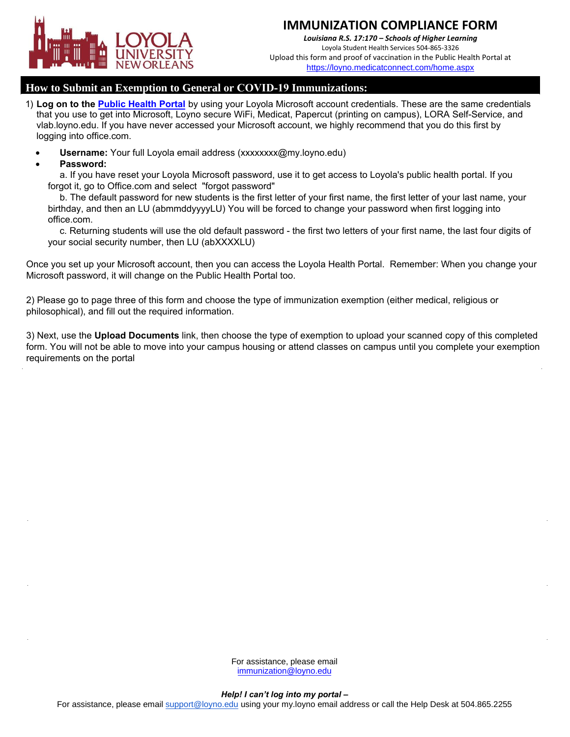# IMMUNIZATION COMPLIANCE FORM

***Louisiana R.S. 17:170 – Schools of Higher Learning***

Loyola Student Health Services 504-865-3326

Upload this form and proof of vaccination in the Public Health Portal at [https://loyno.medicatconnect.com/home.aspx](https://loyno.medicatconnect.com/home.aspx)

## How to Submit an Exemption to General or COVID-19 Immunizations:

1) **Log on to the [Public Health Portal](https://loyno.medicatconnect.com/home.aspx)** by using your Loyola Microsoft account credentials. These are the same credentials that you use to get into Microsoft, Loyno secure WiFi, Medicat, Papercut (printing on campus), LORA Self-Service, and vlab.loyno.edu. If you have never accessed your Microsoft account, we highly recommend that you do this first by logging into office.com.

- **Username:** Your full Loyola email address (xxxxxxxx@my.loyno.edu)
- **Password:**
  a. If you have reset your Loyola Microsoft password, use it to get access to Loyola's public health portal. If you forgot it, go to Office.com and select "forgot password"
  b. The default password for new students is the first letter of your first name, the first letter of your last name, your birthday, and then an LU (abmmddyyyyLU) You will be forced to change your password when first logging into office.com.
  c. Returning students will use the old default password - the first two letters of your first name, the last four digits of your social security number, then LU (abXXXXLU)

Once you set up your Microsoft account, then you can access the Loyola Health Portal. Remember: When you change your Microsoft password, it will change on the Public Health Portal too.

2) Please go to page three of this form and choose the type of immunization exemption (either medical, religious or philosophical), and fill out the required information.

3) Next, use the **Upload Documents** link, then choose the type of exemption to upload your scanned copy of this completed form. You will not be able to move into your campus housing or attend classes on campus until you complete your exemption requirements on the portal

For assistance, please email
immunization@loyno.edu

***Help! I can't log into my portal –***

For assistance, please email support@loyno.edu using your my.loyno email address or call the Help Desk at 504.865.2255